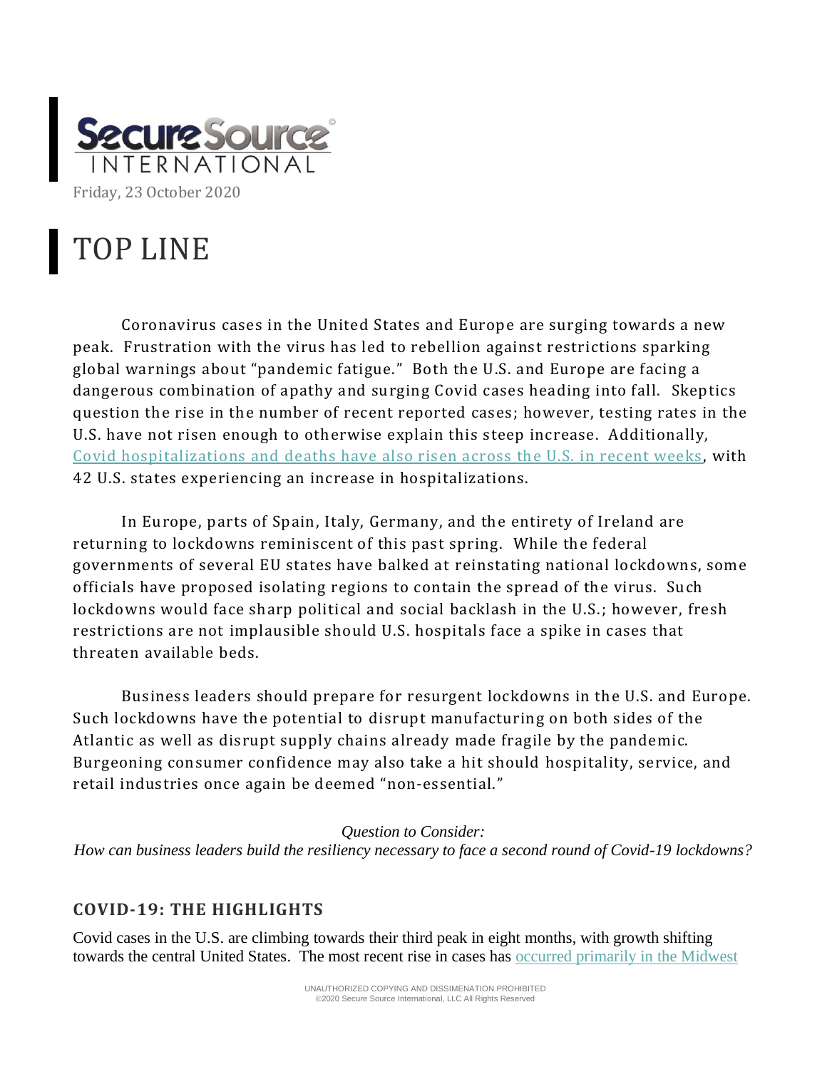Secure Source INTERNATIONAL

Friday, 23 October 2020

# TOP LINE

Coronavirus cases in the United States and Europe are surging towards a new peak. Frustration with the virus has led to rebellion against restrictions sparking global warnings about "pandemic fatigue." Both the U.S. and Europe are facing a dangerous combination of apathy and surging Covid cases heading into fall. Skeptics question the rise in the number of recent reported cases; however, testing rates in the U.S. have not risen enough to otherwise explain this steep increase. Additionally, Covid hospitalizations and deaths have also risen across the U.S. in recent weeks, with 42 U.S. states experiencing an increase in hospitalizations.

In Europe, parts of Spain, Italy, Germany, and the entirety of Ireland are returning to lockdowns reminiscent of this past spring. While the federal governments of several EU states have balked at reinstating national lockdowns, some officials have proposed isolating regions to contain the spread of the virus. Such lockdowns would face sharp political and social backlash in the U.S.; however, fresh restrictions are not implausible should U.S. hospitals face a spike in cases that threaten available beds.

Business leaders should prepare for resurgent lockdowns in the U.S. and Europe. Such lockdowns have the potential to disrupt manufacturing on both sides of the Atlantic as well as disrupt supply chains already made fragile by the pandemic. Burgeoning consumer confidence may also take a hit should hospitality, service, and retail industries once again be deemed "non-essential."

*Question to Consider:*
*How can business leaders build the resiliency necessary to face a second round of Covid-19 lockdowns?*

## COVID-19: THE HIGHLIGHTS

Covid cases in the U.S. are climbing towards their third peak in eight months, with growth shifting towards the central United States. The most recent rise in cases has occurred primarily in the Midwest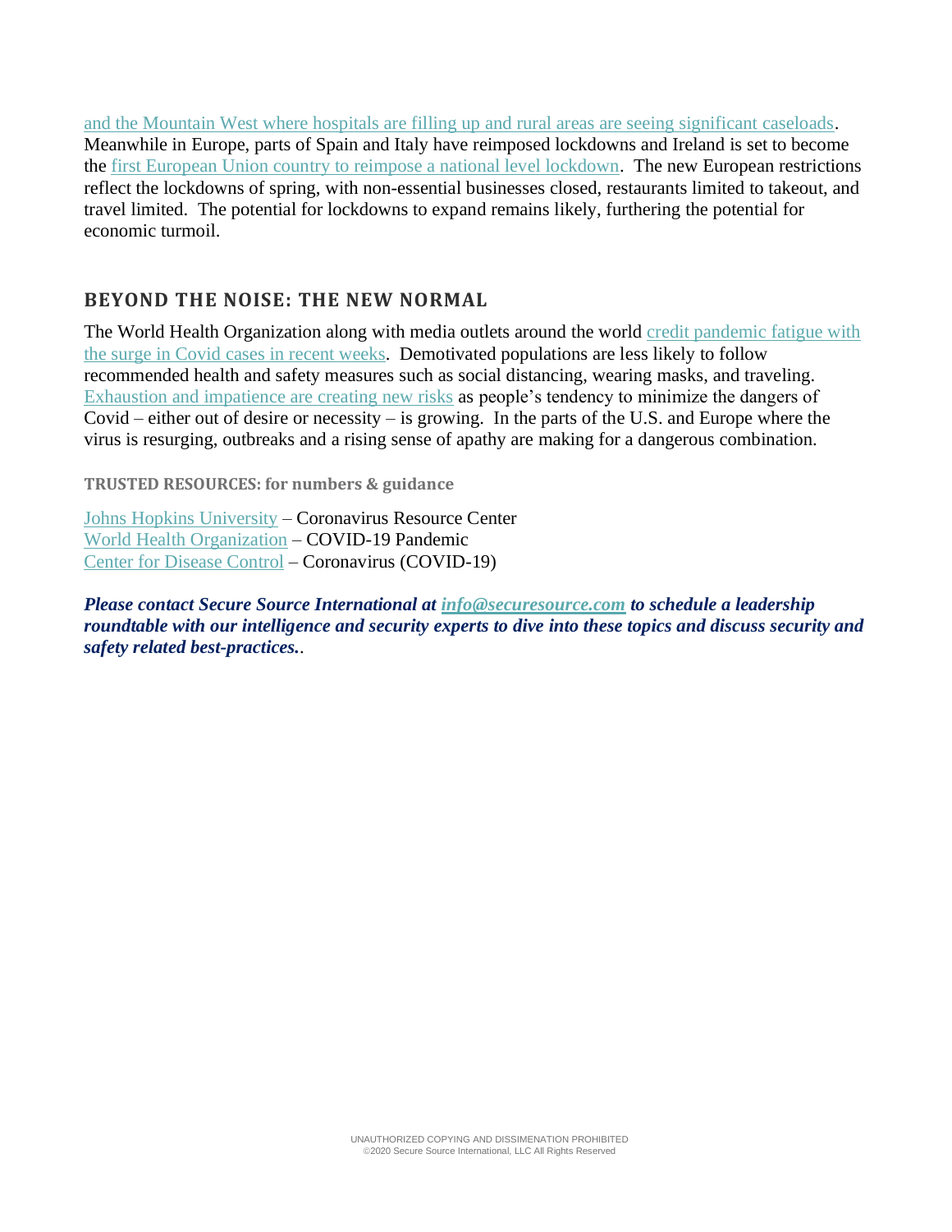and the Mountain West where hospitals are filling up and rural areas are seeing significant caseloads. Meanwhile in Europe, parts of Spain and Italy have reimposed lockdowns and Ireland is set to become the first European Union country to reimpose a national level lockdown. The new European restrictions reflect the lockdowns of spring, with non-essential businesses closed, restaurants limited to takeout, and travel limited. The potential for lockdowns to expand remains likely, furthering the potential for economic turmoil.

## BEYOND THE NOISE: THE NEW NORMAL

The World Health Organization along with media outlets around the world credit pandemic fatigue with the surge in Covid cases in recent weeks. Demotivated populations are less likely to follow recommended health and safety measures such as social distancing, wearing masks, and traveling. Exhaustion and impatience are creating new risks as people's tendency to minimize the dangers of Covid – either out of desire or necessity – is growing. In the parts of the U.S. and Europe where the virus is resurging, outbreaks and a rising sense of apathy are making for a dangerous combination.

### TRUSTED RESOURCES: for numbers & guidance

Johns Hopkins University – Coronavirus Resource Center
World Health Organization – COVID-19 Pandemic
Center for Disease Control – Coronavirus (COVID-19)

***Please contact Secure Source International at info@secureresource.com to schedule a leadership roundtable with our intelligence and security experts to dive into these topics and discuss security and safety related best-practices.***.

UNAUTHORIZED COPYING AND DISSIMENATION PROHIBITED
©2020 Secure Source International, LLC All Rights Reserved